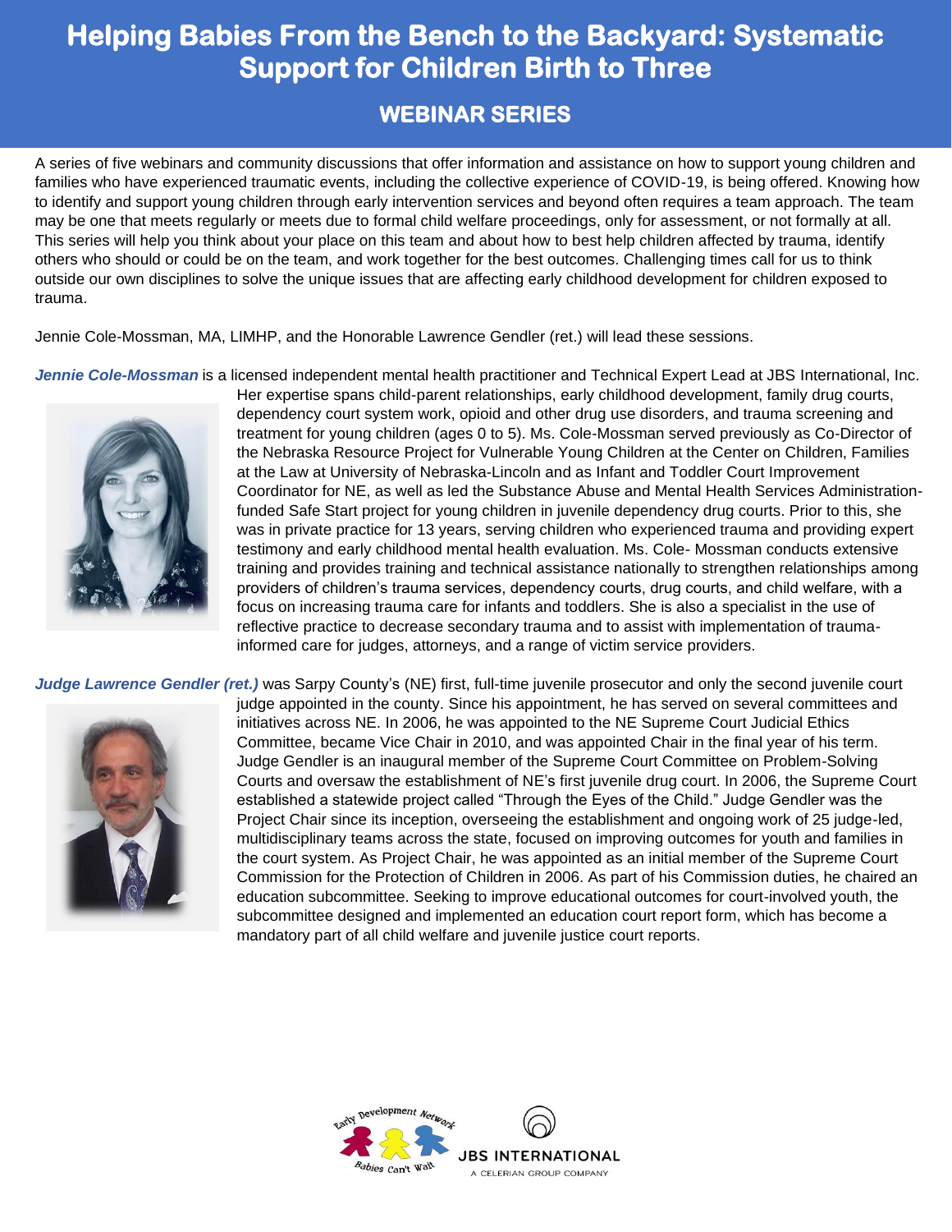# Helping Babies From the Bench to the Backyard: Systematic Support for Children Birth to Three

## WEBINAR SERIES

A series of five webinars and community discussions that offer information and assistance on how to support young children and families who have experienced traumatic events, including the collective experience of COVID-19, is being offered. Knowing how to identify and support young children through early intervention services and beyond often requires a team approach. The team may be one that meets regularly or meets due to formal child welfare proceedings, only for assessment, or not formally at all. This series will help you think about your place on this team and about how to best help children affected by trauma, identify others who should or could be on the team, and work together for the best outcomes. Challenging times call for us to think outside our own disciplines to solve the unique issues that are affecting early childhood development for children exposed to trauma.

Jennie Cole-Mossman, MA, LIMHP, and the Honorable Lawrence Gendler (ret.) will lead these sessions.

***Jennie Cole-Mossman*** is a licensed independent mental health practitioner and Technical Expert Lead at JBS International, Inc. Her expertise spans child-parent relationships, early childhood development, family drug courts, dependency court system work, opioid and other drug use disorders, and trauma screening and treatment for young children (ages 0 to 5). Ms. Cole-Mossman served previously as Co-Director of the Nebraska Resource Project for Vulnerable Young Children at the Center on Children, Families at the Law at University of Nebraska-Lincoln and as Infant and Toddler Court Improvement Coordinator for NE, as well as led the Substance Abuse and Mental Health Services Administration-funded Safe Start project for young children in juvenile dependency drug courts. Prior to this, she was in private practice for 13 years, serving children who experienced trauma and providing expert testimony and early childhood mental health evaluation. Ms. Cole- Mossman conducts extensive training and provides training and technical assistance nationally to strengthen relationships among providers of children's trauma services, dependency courts, drug courts, and child welfare, with a focus on increasing trauma care for infants and toddlers. She is also a specialist in the use of reflective practice to decrease secondary trauma and to assist with implementation of trauma-informed care for judges, attorneys, and a range of victim service providers.

***Judge Lawrence Gendler (ret.)*** was Sarpy County's (NE) first, full-time juvenile prosecutor and only the second juvenile court judge appointed in the county. Since his appointment, he has served on several committees and initiatives across NE. In 2006, he was appointed to the NE Supreme Court Judicial Ethics Committee, became Vice Chair in 2010, and was appointed Chair in the final year of his term. Judge Gendler is an inaugural member of the Supreme Court Committee on Problem-Solving Courts and oversaw the establishment of NE's first juvenile drug court. In 2006, the Supreme Court established a statewide project called "Through the Eyes of the Child." Judge Gendler was the Project Chair since its inception, overseeing the establishment and ongoing work of 25 judge-led, multidisciplinary teams across the state, focused on improving outcomes for youth and families in the court system. As Project Chair, he was appointed as an initial member of the Supreme Court Commission for the Protection of Children in 2006. As part of his Commission duties, he chaired an education subcommittee. Seeking to improve educational outcomes for court-involved youth, the subcommittee designed and implemented an education court report form, which has become a mandatory part of all child welfare and juvenile justice court reports.

Early Development Network — Babies Can't Wait

JBS INTERNATIONAL — A CELERIAN GROUP COMPANY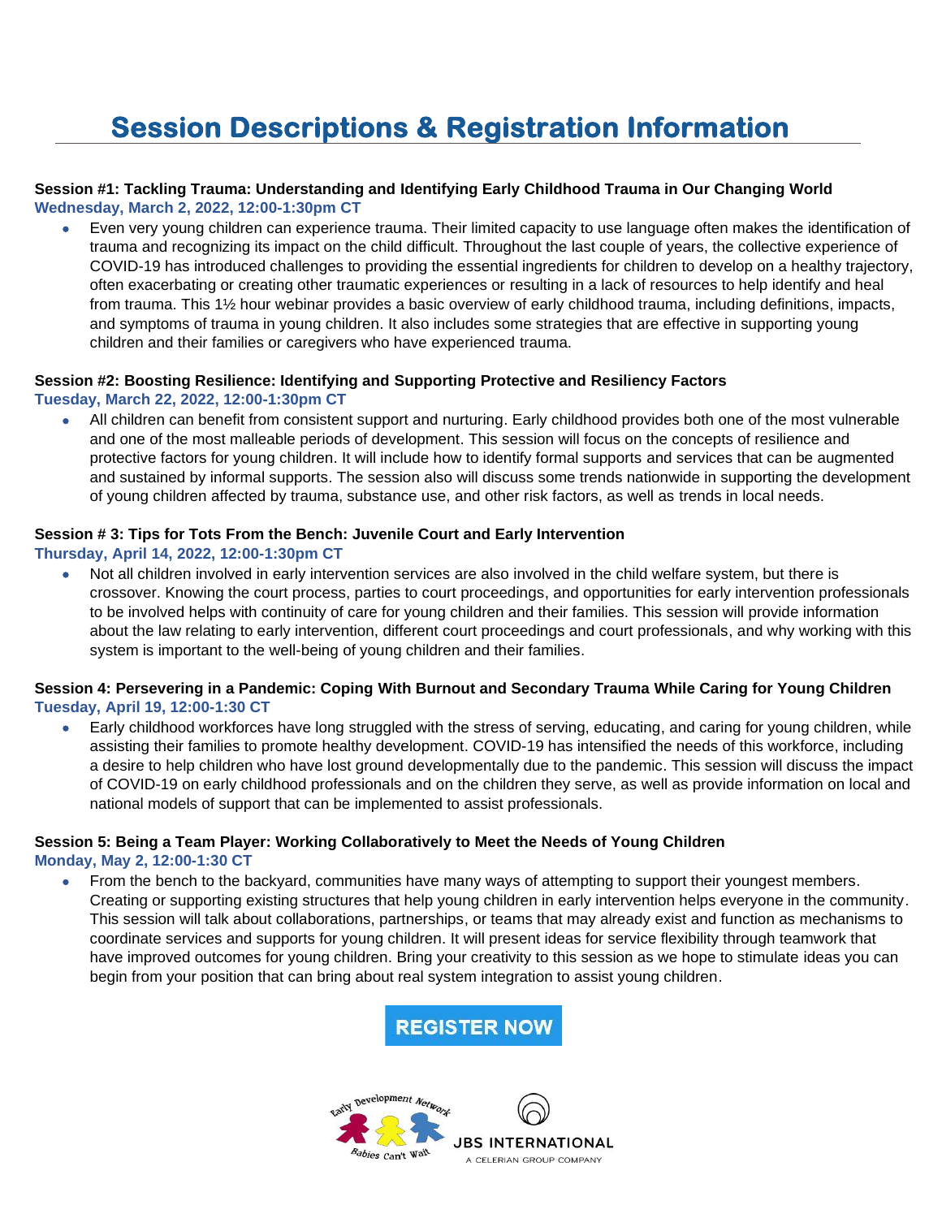# Session Descriptions & Registration Information

**Session #1: Tackling Trauma: Understanding and Identifying Early Childhood Trauma in Our Changing World**
**Wednesday, March 2, 2022, 12:00-1:30pm CT**

- Even very young children can experience trauma. Their limited capacity to use language often makes the identification of trauma and recognizing its impact on the child difficult. Throughout the last couple of years, the collective experience of COVID-19 has introduced challenges to providing the essential ingredients for children to develop on a healthy trajectory, often exacerbating or creating other traumatic experiences or resulting in a lack of resources to help identify and heal from trauma. This 1½ hour webinar provides a basic overview of early childhood trauma, including definitions, impacts, and symptoms of trauma in young children. It also includes some strategies that are effective in supporting young children and their families or caregivers who have experienced trauma.

**Session #2: Boosting Resilience: Identifying and Supporting Protective and Resiliency Factors**
**Tuesday, March 22, 2022, 12:00-1:30pm CT**

- All children can benefit from consistent support and nurturing. Early childhood provides both one of the most vulnerable and one of the most malleable periods of development. This session will focus on the concepts of resilience and protective factors for young children. It will include how to identify formal supports and services that can be augmented and sustained by informal supports. The session also will discuss some trends nationwide in supporting the development of young children affected by trauma, substance use, and other risk factors, as well as trends in local needs.

**Session # 3: Tips for Tots From the Bench: Juvenile Court and Early Intervention**
**Thursday, April 14, 2022, 12:00-1:30pm CT**

- Not all children involved in early intervention services are also involved in the child welfare system, but there is crossover. Knowing the court process, parties to court proceedings, and opportunities for early intervention professionals to be involved helps with continuity of care for young children and their families. This session will provide information about the law relating to early intervention, different court proceedings and court professionals, and why working with this system is important to the well-being of young children and their families.

**Session 4: Persevering in a Pandemic: Coping With Burnout and Secondary Trauma While Caring for Young Children**
**Tuesday, April 19, 12:00-1:30 CT**

- Early childhood workforces have long struggled with the stress of serving, educating, and caring for young children, while assisting their families to promote healthy development. COVID-19 has intensified the needs of this workforce, including a desire to help children who have lost ground developmentally due to the pandemic. This session will discuss the impact of COVID-19 on early childhood professionals and on the children they serve, as well as provide information on local and national models of support that can be implemented to assist professionals.

**Session 5: Being a Team Player: Working Collaboratively to Meet the Needs of Young Children**
**Monday, May 2, 12:00-1:30 CT**

- From the bench to the backyard, communities have many ways of attempting to support their youngest members. Creating or supporting existing structures that help young children in early intervention helps everyone in the community. This session will talk about collaborations, partnerships, or teams that may already exist and function as mechanisms to coordinate services and supports for young children. It will present ideas for service flexibility through teamwork that have improved outcomes for young children. Bring your creativity to this session as we hope to stimulate ideas you can begin from your position that can bring about real system integration to assist young children.

**REGISTER NOW**

Early Development Network
Babies Can't Wait

JBS INTERNATIONAL
A CELERIAN GROUP COMPANY